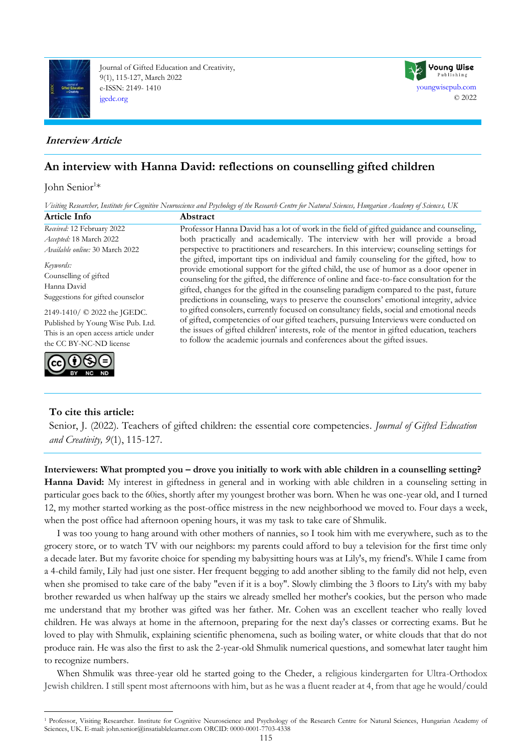Journal of Gifted Education and Creativity, 9(1), 115-127, March 2022
e-ISSN: 2149- 1410
jgedc.org

youngwisepub.com
© 2022

***Interview Article***

# An interview with Hanna David: reflections on counselling gifted children

John Senior[1]*

*Visiting Researcher, Institute for Cognitive Neuroscience and Psychology of the Research Centre for Natural Sciences, Hungarian Academy of Sciences, UK*

**Article Info**

*Received:* 12 February 2022
*Accepted:* 18 March 2022
*Available online:* 30 March 2022

*Keywords:*
Counselling of gifted
Hanna David
Suggestions for gifted counselor

2149-1410/ © 2022 the JGEDC. Published by Young Wise Pub. Ltd. This is an open access article under the CC BY-NC-ND license

**Abstract**

Professor Hanna David has a lot of work in the field of gifted guidance and counseling, both practically and academically. The interview with her will provide a broad perspective to practitioners and researchers. In this interview; counseling settings for the gifted, important tips on individual and family counseling for the gifted, how to provide emotional support for the gifted child, the use of humor as a door opener in counseling for the gifted, the difference of online and face-to-face consultation for the gifted, changes for the gifted in the counseling paradigm compared to the past, future predictions in counseling, ways to preserve the counselors' emotional integrity, advice to gifted consolers, currently focused on consultancy fields, social and emotional needs of gifted, competencies of our gifted teachers, pursuing Interviews were conducted on the issues of gifted children' interests, role of the mentor in gifted education, teachers to follow the academic journals and conferences about the gifted issues.

**To cite this article:**

Senior, J. (2022). Teachers of gifted children: the essential core competencies. *Journal of Gifted Education and Creativity, 9*(1), 115-127.

**Interviewers: What prompted you – drove you initially to work with able children in a counselling setting?**

**Hanna David:** My interest in giftedness in general and in working with able children in a counseling setting in particular goes back to the 60ies, shortly after my youngest brother was born. When he was one-year old, and I turned 12, my mother started working as the post-office mistress in the new neighborhood we moved to. Four days a week, when the post office had afternoon opening hours, it was my task to take care of Shmulik.

I was too young to hang around with other mothers of nannies, so I took him with me everywhere, such as to the grocery store, or to watch TV with our neighbors: my parents could afford to buy a television for the first time only a decade later. But my favorite choice for spending my babysitting hours was at Lily's, my friend's. While I came from a 4-child family, Lily had just one sister. Her frequent begging to add another sibling to the family did not help, even when she promised to take care of the baby "even if it is a boy". Slowly climbing the 3 floors to Lity's with my baby brother rewarded us when halfway up the stairs we already smelled her mother's cookies, but the person who made me understand that my brother was gifted was her father. Mr. Cohen was an excellent teacher who really loved children. He was always at home in the afternoon, preparing for the next day's classes or correcting exams. But he loved to play with Shmulik, explaining scientific phenomena, such as boiling water, or white clouds that that do not produce rain. He was also the first to ask the 2-year-old Shmulik numerical questions, and somewhat later taught him to recognize numbers.

When Shmulik was three-year old he started going to the Cheder, a religious kindergarten for Ultra-Orthodox Jewish children. I still spent most afternoons with him, but as he was a fluent reader at 4, from that age he would/could

---

[1] Professor, Visiting Researcher. Institute for Cognitive Neuroscience and Psychology of the Research Centre for Natural Sciences, Hungarian Academy of Sciences, UK. E-mail: john.senior@insatiablelearner.com ORCID: 0000-0001-7703-4338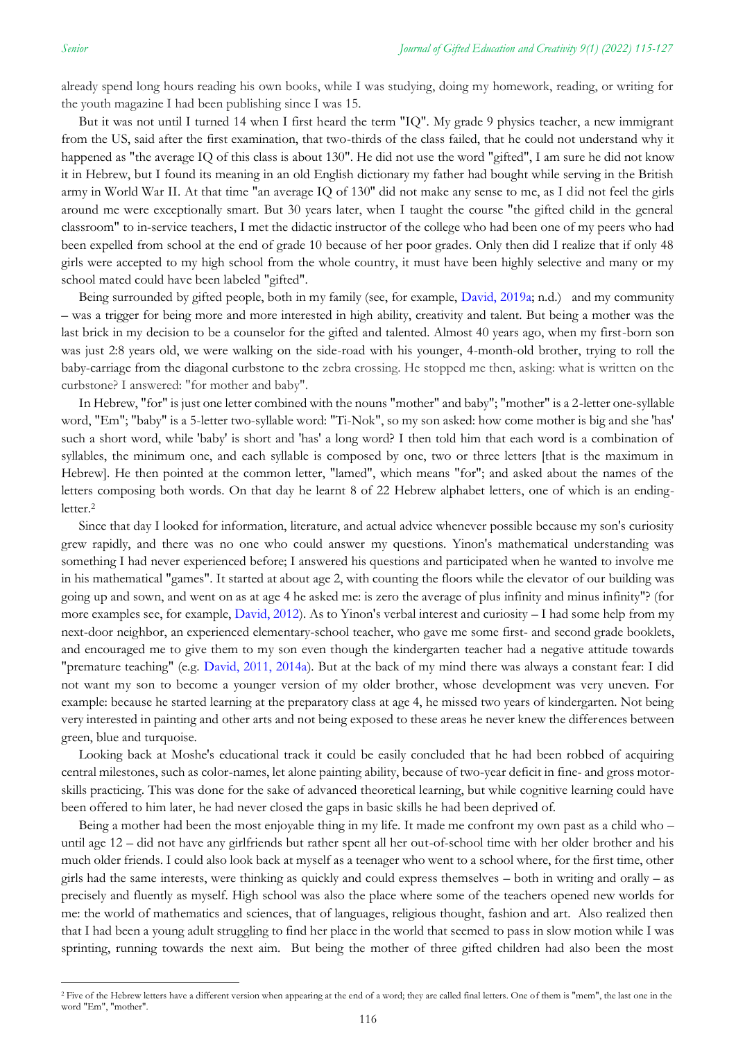already spend long hours reading his own books, while I was studying, doing my homework, reading, or writing for the youth magazine I had been publishing since I was 15.

But it was not until I turned 14 when I first heard the term "IQ". My grade 9 physics teacher, a new immigrant from the US, said after the first examination, that two-thirds of the class failed, that he could not understand why it happened as "the average IQ of this class is about 130". He did not use the word "gifted", I am sure he did not know it in Hebrew, but I found its meaning in an old English dictionary my father had bought while serving in the British army in World War II. At that time "an average IQ of 130" did not make any sense to me, as I did not feel the girls around me were exceptionally smart. But 30 years later, when I taught the course "the gifted child in the general classroom" to in-service teachers, I met the didactic instructor of the college who had been one of my peers who had been expelled from school at the end of grade 10 because of her poor grades. Only then did I realize that if only 48 girls were accepted to my high school from the whole country, it must have been highly selective and many or my school mated could have been labeled "gifted".

Being surrounded by gifted people, both in my family (see, for example, David, 2019a; n.d.) and my community – was a trigger for being more and more interested in high ability, creativity and talent. But being a mother was the last brick in my decision to be a counselor for the gifted and talented. Almost 40 years ago, when my first-born son was just 2:8 years old, we were walking on the side-road with his younger, 4-month-old brother, trying to roll the baby-carriage from the diagonal curbstone to the zebra crossing. He stopped me then, asking: what is written on the curbstone? I answered: "for mother and baby".

In Hebrew, "for" is just one letter combined with the nouns "mother" and baby"; "mother" is a 2-letter one-syllable word, "Em"; "baby" is a 5-letter two-syllable word: "Ti-Nok", so my son asked: how come mother is big and she 'has' such a short word, while 'baby' is short and 'has' a long word? I then told him that each word is a combination of syllables, the minimum one, and each syllable is composed by one, two or three letters [that is the maximum in Hebrew]. He then pointed at the common letter, "lamed", which means "for"; and asked about the names of the letters composing both words. On that day he learnt 8 of 22 Hebrew alphabet letters, one of which is an ending-letter.[2]

Since that day I looked for information, literature, and actual advice whenever possible because my son's curiosity grew rapidly, and there was no one who could answer my questions. Yinon's mathematical understanding was something I had never experienced before; I answered his questions and participated when he wanted to involve me in his mathematical "games". It started at about age 2, with counting the floors while the elevator of our building was going up and sown, and went on as at age 4 he asked me: is zero the average of plus infinity and minus infinity"? (for more examples see, for example, David, 2012). As to Yinon's verbal interest and curiosity – I had some help from my next-door neighbor, an experienced elementary-school teacher, who gave me some first- and second grade booklets, and encouraged me to give them to my son even though the kindergarten teacher had a negative attitude towards "premature teaching" (e.g. David, 2011, 2014a). But at the back of my mind there was always a constant fear: I did not want my son to become a younger version of my older brother, whose development was very uneven. For example: because he started learning at the preparatory class at age 4, he missed two years of kindergarten. Not being very interested in painting and other arts and not being exposed to these areas he never knew the differences between green, blue and turquoise.

Looking back at Moshe's educational track it could be easily concluded that he had been robbed of acquiring central milestones, such as color-names, let alone painting ability, because of two-year deficit in fine- and gross motor-skills practicing. This was done for the sake of advanced theoretical learning, but while cognitive learning could have been offered to him later, he had never closed the gaps in basic skills he had been deprived of.

Being a mother had been the most enjoyable thing in my life. It made me confront my own past as a child who – until age 12 – did not have any girlfriends but rather spent all her out-of-school time with her older brother and his much older friends. I could also look back at myself as a teenager who went to a school where, for the first time, other girls had the same interests, were thinking as quickly and could express themselves – both in writing and orally – as precisely and fluently as myself. High school was also the place where some of the teachers opened new worlds for me: the world of mathematics and sciences, that of languages, religious thought, fashion and art. Also realized then that I had been a young adult struggling to find her place in the world that seemed to pass in slow motion while I was sprinting, running towards the next aim. But being the mother of three gifted children had also been the most

---

[2] Five of the Hebrew letters have a different version when appearing at the end of a word; they are called final letters. One of them is "mem", the last one in the word "Em", "mother".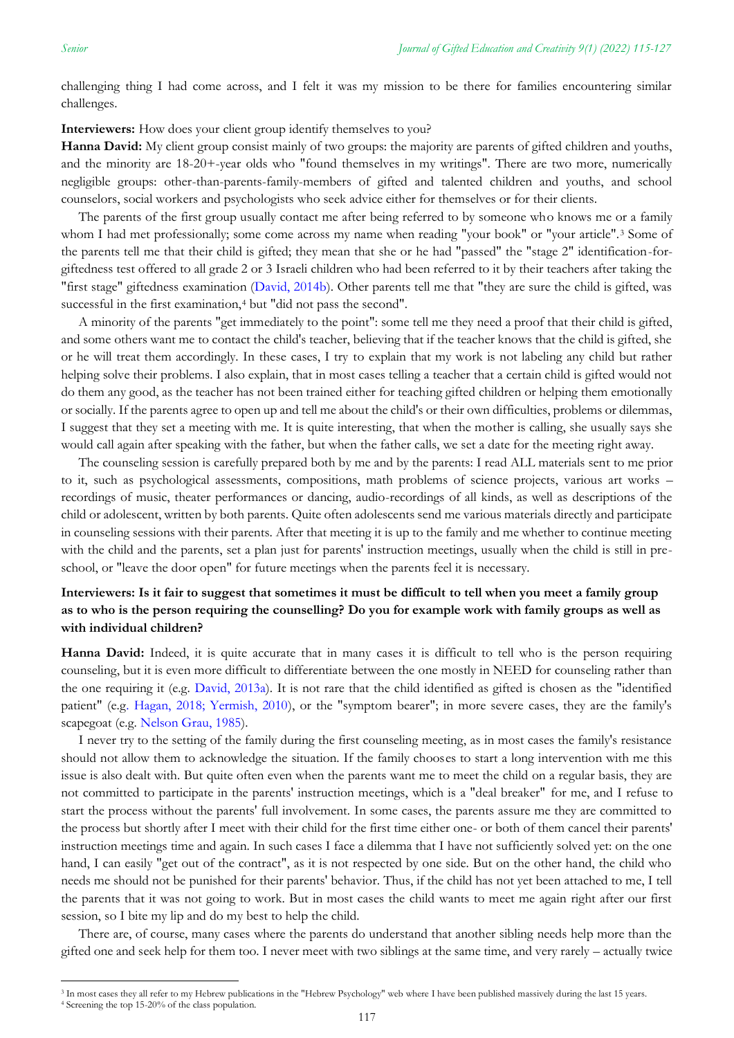challenging thing I had come across, and I felt it was my mission to be there for families encountering similar challenges.

**Interviewers:** How does your client group identify themselves to you?

**Hanna David:** My client group consist mainly of two groups: the majority are parents of gifted children and youths, and the minority are 18-20+-year olds who "found themselves in my writings". There are two more, numerically negligible groups: other-than-parents-family-members of gifted and talented children and youths, and school counselors, social workers and psychologists who seek advice either for themselves or for their clients.

The parents of the first group usually contact me after being referred to by someone who knows me or a family whom I had met professionally; some come across my name when reading "your book" or "your article".[3] Some of the parents tell me that their child is gifted; they mean that she or he had "passed" the "stage 2" identification-for-giftedness test offered to all grade 2 or 3 Israeli children who had been referred to it by their teachers after taking the "first stage" giftedness examination (David, 2014b). Other parents tell me that "they are sure the child is gifted, was successful in the first examination,[4] but "did not pass the second".

A minority of the parents "get immediately to the point": some tell me they need a proof that their child is gifted, and some others want me to contact the child's teacher, believing that if the teacher knows that the child is gifted, she or he will treat them accordingly. In these cases, I try to explain that my work is not labeling any child but rather helping solve their problems. I also explain, that in most cases telling a teacher that a certain child is gifted would not do them any good, as the teacher has not been trained either for teaching gifted children or helping them emotionally or socially. If the parents agree to open up and tell me about the child's or their own difficulties, problems or dilemmas, I suggest that they set a meeting with me. It is quite interesting, that when the mother is calling, she usually says she would call again after speaking with the father, but when the father calls, we set a date for the meeting right away.

The counseling session is carefully prepared both by me and by the parents: I read ALL materials sent to me prior to it, such as psychological assessments, compositions, math problems of science projects, various art works – recordings of music, theater performances or dancing, audio-recordings of all kinds, as well as descriptions of the child or adolescent, written by both parents. Quite often adolescents send me various materials directly and participate in counseling sessions with their parents. After that meeting it is up to the family and me whether to continue meeting with the child and the parents, set a plan just for parents' instruction meetings, usually when the child is still in pre-school, or "leave the door open" for future meetings when the parents feel it is necessary.

**Interviewers: Is it fair to suggest that sometimes it must be difficult to tell when you meet a family group as to who is the person requiring the counselling? Do you for example work with family groups as well as with individual children?**

**Hanna David:** Indeed, it is quite accurate that in many cases it is difficult to tell who is the person requiring counseling, but it is even more difficult to differentiate between the one mostly in NEED for counseling rather than the one requiring it (e.g. David, 2013a). It is not rare that the child identified as gifted is chosen as the "identified patient" (e.g. Hagan, 2018; Yermish, 2010), or the "symptom bearer"; in more severe cases, they are the family's scapegoat (e.g. Nelson Grau, 1985).

I never try to the setting of the family during the first counseling meeting, as in most cases the family's resistance should not allow them to acknowledge the situation. If the family chooses to start a long intervention with me this issue is also dealt with. But quite often even when the parents want me to meet the child on a regular basis, they are not committed to participate in the parents' instruction meetings, which is a "deal breaker" for me, and I refuse to start the process without the parents' full involvement. In some cases, the parents assure me they are committed to the process but shortly after I meet with their child for the first time either one- or both of them cancel their parents' instruction meetings time and again. In such cases I face a dilemma that I have not sufficiently solved yet: on the one hand, I can easily "get out of the contract", as it is not respected by one side. But on the other hand, the child who needs me should not be punished for their parents' behavior. Thus, if the child has not yet been attached to me, I tell the parents that it was not going to work. But in most cases the child wants to meet me again right after our first session, so I bite my lip and do my best to help the child.

There are, of course, many cases where the parents do understand that another sibling needs help more than the gifted one and seek help for them too. I never meet with two siblings at the same time, and very rarely – actually twice

[3] In most cases they all refer to my Hebrew publications in the "Hebrew Psychology" web where I have been published massively during the last 15 years.

[4] Screening the top 15-20% of the class population.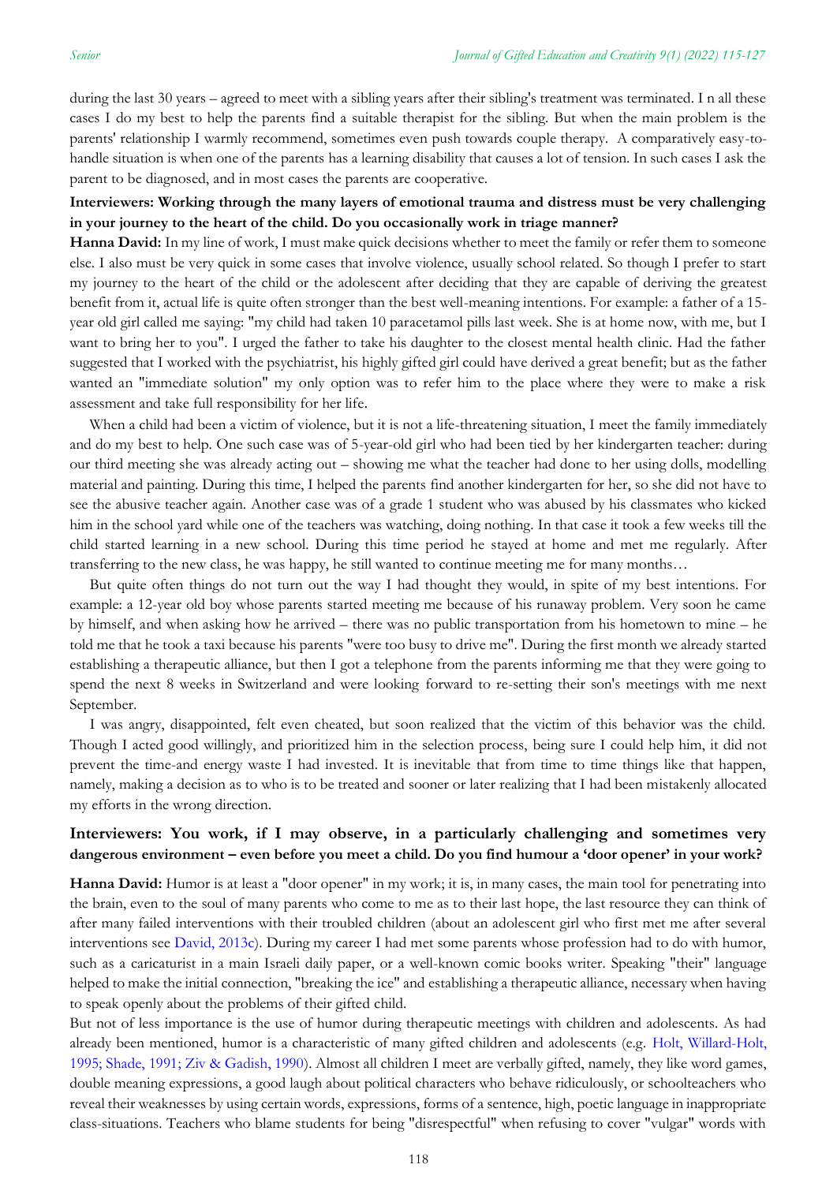during the last 30 years – agreed to meet with a sibling years after their sibling's treatment was terminated. I n all these cases I do my best to help the parents find a suitable therapist for the sibling. But when the main problem is the parents' relationship I warmly recommend, sometimes even push towards couple therapy. A comparatively easy-to-handle situation is when one of the parents has a learning disability that causes a lot of tension. In such cases I ask the parent to be diagnosed, and in most cases the parents are cooperative.

**Interviewers: Working through the many layers of emotional trauma and distress must be very challenging in your journey to the heart of the child. Do you occasionally work in triage manner?**

**Hanna David:** In my line of work, I must make quick decisions whether to meet the family or refer them to someone else. I also must be very quick in some cases that involve violence, usually school related. So though I prefer to start my journey to the heart of the child or the adolescent after deciding that they are capable of deriving the greatest benefit from it, actual life is quite often stronger than the best well-meaning intentions. For example: a father of a 15-year old girl called me saying: "my child had taken 10 paracetamol pills last week. She is at home now, with me, but I want to bring her to you". I urged the father to take his daughter to the closest mental health clinic. Had the father suggested that I worked with the psychiatrist, his highly gifted girl could have derived a great benefit; but as the father wanted an "immediate solution" my only option was to refer him to the place where they were to make a risk assessment and take full responsibility for her life.

When a child had been a victim of violence, but it is not a life-threatening situation, I meet the family immediately and do my best to help. One such case was of 5-year-old girl who had been tied by her kindergarten teacher: during our third meeting she was already acting out – showing me what the teacher had done to her using dolls, modelling material and painting. During this time, I helped the parents find another kindergarten for her, so she did not have to see the abusive teacher again. Another case was of a grade 1 student who was abused by his classmates who kicked him in the school yard while one of the teachers was watching, doing nothing. In that case it took a few weeks till the child started learning in a new school. During this time period he stayed at home and met me regularly. After transferring to the new class, he was happy, he still wanted to continue meeting me for many months…

But quite often things do not turn out the way I had thought they would, in spite of my best intentions. For example: a 12-year old boy whose parents started meeting me because of his runaway problem. Very soon he came by himself, and when asking how he arrived – there was no public transportation from his hometown to mine – he told me that he took a taxi because his parents "were too busy to drive me". During the first month we already started establishing a therapeutic alliance, but then I got a telephone from the parents informing me that they were going to spend the next 8 weeks in Switzerland and were looking forward to re-setting their son's meetings with me next September.

I was angry, disappointed, felt even cheated, but soon realized that the victim of this behavior was the child. Though I acted good willingly, and prioritized him in the selection process, being sure I could help him, it did not prevent the time-and energy waste I had invested. It is inevitable that from time to time things like that happen, namely, making a decision as to who is to be treated and sooner or later realizing that I had been mistakenly allocated my efforts in the wrong direction.

**Interviewers: You work, if I may observe, in a particularly challenging and sometimes very dangerous environment – even before you meet a child. Do you find humour a 'door opener' in your work?**

**Hanna David:** Humor is at least a "door opener" in my work; it is, in many cases, the main tool for penetrating into the brain, even to the soul of many parents who come to me as to their last hope, the last resource they can think of after many failed interventions with their troubled children (about an adolescent girl who first met me after several interventions see David, 2013c). During my career I had met some parents whose profession had to do with humor, such as a caricaturist in a main Israeli daily paper, or a well-known comic books writer. Speaking "their" language helped to make the initial connection, "breaking the ice" and establishing a therapeutic alliance, necessary when having to speak openly about the problems of their gifted child.

But not of less importance is the use of humor during therapeutic meetings with children and adolescents. As had already been mentioned, humor is a characteristic of many gifted children and adolescents (e.g. Holt, Willard-Holt, 1995; Shade, 1991; Ziv & Gadish, 1990). Almost all children I meet are verbally gifted, namely, they like word games, double meaning expressions, a good laugh about political characters who behave ridiculously, or schoolteachers who reveal their weaknesses by using certain words, expressions, forms of a sentence, high, poetic language in inappropriate class-situations. Teachers who blame students for being "disrespectful" when refusing to cover "vulgar" words with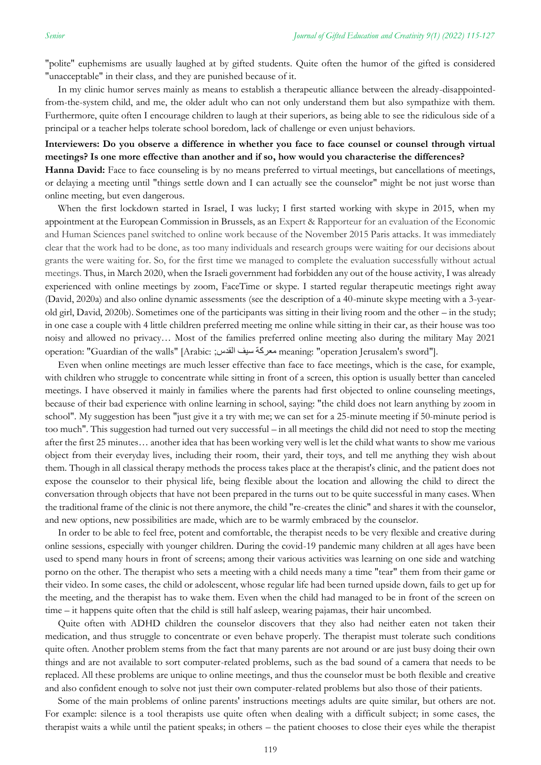"polite" euphemisms are usually laughed at by gifted students. Quite often the humor of the gifted is considered "unacceptable" in their class, and they are punished because of it.

In my clinic humor serves mainly as means to establish a therapeutic alliance between the already-disappointed-from-the-system child, and me, the older adult who can not only understand them but also sympathize with them. Furthermore, quite often I encourage children to laugh at their superiors, as being able to see the ridiculous side of a principal or a teacher helps tolerate school boredom, lack of challenge or even unjust behaviors.

**Interviewers: Do you observe a difference in whether you face to face counsel or counsel through virtual meetings? Is one more effective than another and if so, how would you characterise the differences?**

**Hanna David:** Face to face counseling is by no means preferred to virtual meetings, but cancellations of meetings, or delaying a meeting until "things settle down and I can actually see the counselor" might be not just worse than online meeting, but even dangerous.

When the first lockdown started in Israel, I was lucky; I first started working with skype in 2015, when my appointment at the European Commission in Brussels, as an Expert & Rapporteur for an evaluation of the Economic and Human Sciences panel switched to online work because of the November 2015 Paris attacks. It was immediately clear that the work had to be done, as too many individuals and research groups were waiting for our decisions about grants the were waiting for. So, for the first time we managed to complete the evaluation successfully without actual meetings. Thus, in March 2020, when the Israeli government had forbidden any out of the house activity, I was already experienced with online meetings by zoom, FaceTime or skype. I started regular therapeutic meetings right away (David, 2020a) and also online dynamic assessments (see the description of a 40-minute skype meeting with a 3-year-old girl, David, 2020b). Sometimes one of the participants was sitting in their living room and the other – in the study; in one case a couple with 4 little children preferred meeting me online while sitting in their car, as their house was too noisy and allowed no privacy… Most of the families preferred online meeting also during the military May 2021 operation: "Guardian of the walls" [Arabic: معركة سيف القدس; meaning: "operation Jerusalem's sword"].

Even when online meetings are much lesser effective than face to face meetings, which is the case, for example, with children who struggle to concentrate while sitting in front of a screen, this option is usually better than canceled meetings. I have observed it mainly in families where the parents had first objected to online counseling meetings, because of their bad experience with online learning in school, saying: "the child does not learn anything by zoom in school". My suggestion has been "just give it a try with me; we can set for a 25-minute meeting if 50-minute period is too much". This suggestion had turned out very successful – in all meetings the child did not need to stop the meeting after the first 25 minutes… another idea that has been working very well is let the child what wants to show me various object from their everyday lives, including their room, their yard, their toys, and tell me anything they wish about them. Though in all classical therapy methods the process takes place at the therapist's clinic, and the patient does not expose the counselor to their physical life, being flexible about the location and allowing the child to direct the conversation through objects that have not been prepared in the turns out to be quite successful in many cases. When the traditional frame of the clinic is not there anymore, the child "re-creates the clinic" and shares it with the counselor, and new options, new possibilities are made, which are to be warmly embraced by the counselor.

In order to be able to feel free, potent and comfortable, the therapist needs to be very flexible and creative during online sessions, especially with younger children. During the covid-19 pandemic many children at all ages have been used to spend many hours in front of screens; among their various activities was learning on one side and watching porno on the other. The therapist who sets a meeting with a child needs many a time "tear" them from their game or their video. In some cases, the child or adolescent, whose regular life had been turned upside down, fails to get up for the meeting, and the therapist has to wake them. Even when the child had managed to be in front of the screen on time – it happens quite often that the child is still half asleep, wearing pajamas, their hair uncombed.

Quite often with ADHD children the counselor discovers that they also had neither eaten not taken their medication, and thus struggle to concentrate or even behave properly. The therapist must tolerate such conditions quite often. Another problem stems from the fact that many parents are not around or are just busy doing their own things and are not available to sort computer-related problems, such as the bad sound of a camera that needs to be replaced. All these problems are unique to online meetings, and thus the counselor must be both flexible and creative and also confident enough to solve not just their own computer-related problems but also those of their patients.

Some of the main problems of online parents' instructions meetings adults are quite similar, but others are not. For example: silence is a tool therapists use quite often when dealing with a difficult subject; in some cases, the therapist waits a while until the patient speaks; in others – the patient chooses to close their eyes while the therapist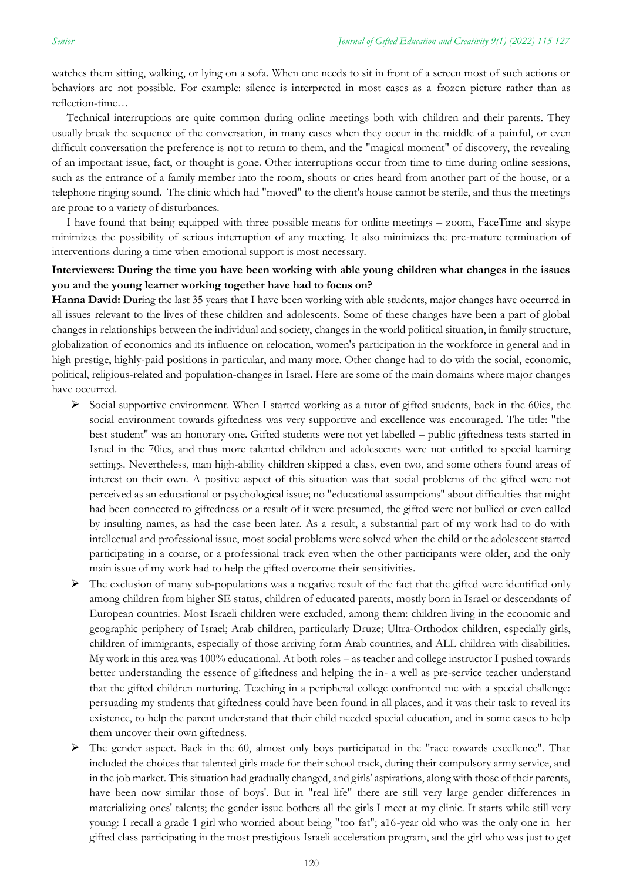watches them sitting, walking, or lying on a sofa. When one needs to sit in front of a screen most of such actions or behaviors are not possible. For example: silence is interpreted in most cases as a frozen picture rather than as reflection-time…

Technical interruptions are quite common during online meetings both with children and their parents. They usually break the sequence of the conversation, in many cases when they occur in the middle of a painful, or even difficult conversation the preference is not to return to them, and the "magical moment" of discovery, the revealing of an important issue, fact, or thought is gone. Other interruptions occur from time to time during online sessions, such as the entrance of a family member into the room, shouts or cries heard from another part of the house, or a telephone ringing sound. The clinic which had "moved" to the client's house cannot be sterile, and thus the meetings are prone to a variety of disturbances.

I have found that being equipped with three possible means for online meetings – zoom, FaceTime and skype minimizes the possibility of serious interruption of any meeting. It also minimizes the pre-mature termination of interventions during a time when emotional support is most necessary.

**Interviewers: During the time you have been working with able young children what changes in the issues you and the young learner working together have had to focus on?**

**Hanna David:** During the last 35 years that I have been working with able students, major changes have occurred in all issues relevant to the lives of these children and adolescents. Some of these changes have been a part of global changes in relationships between the individual and society, changes in the world political situation, in family structure, globalization of economics and its influence on relocation, women's participation in the workforce in general and in high prestige, highly-paid positions in particular, and many more. Other change had to do with the social, economic, political, religious-related and population-changes in Israel. Here are some of the main domains where major changes have occurred.

- Social supportive environment. When I started working as a tutor of gifted students, back in the 60ies, the social environment towards giftedness was very supportive and excellence was encouraged. The title: "the best student" was an honorary one. Gifted students were not yet labelled – public giftedness tests started in Israel in the 70ies, and thus more talented children and adolescents were not entitled to special learning settings. Nevertheless, man high-ability children skipped a class, even two, and some others found areas of interest on their own. A positive aspect of this situation was that social problems of the gifted were not perceived as an educational or psychological issue; no "educational assumptions" about difficulties that might had been connected to giftedness or a result of it were presumed, the gifted were not bullied or even called by insulting names, as had the case been later. As a result, a substantial part of my work had to do with intellectual and professional issue, most social problems were solved when the child or the adolescent started participating in a course, or a professional track even when the other participants were older, and the only main issue of my work had to help the gifted overcome their sensitivities.
- The exclusion of many sub-populations was a negative result of the fact that the gifted were identified only among children from higher SE status, children of educated parents, mostly born in Israel or descendants of European countries. Most Israeli children were excluded, among them: children living in the economic and geographic periphery of Israel; Arab children, particularly Druze; Ultra-Orthodox children, especially girls, children of immigrants, especially of those arriving form Arab countries, and ALL children with disabilities. My work in this area was 100% educational. At both roles – as teacher and college instructor I pushed towards better understanding the essence of giftedness and helping the in- a well as pre-service teacher understand that the gifted children nurturing. Teaching in a peripheral college confronted me with a special challenge: persuading my students that giftedness could have been found in all places, and it was their task to reveal its existence, to help the parent understand that their child needed special education, and in some cases to help them uncover their own giftedness.
- The gender aspect. Back in the 60, almost only boys participated in the "race towards excellence". That included the choices that talented girls made for their school track, during their compulsory army service, and in the job market. This situation had gradually changed, and girls' aspirations, along with those of their parents, have been now similar those of boys'. But in "real life" there are still very large gender differences in materializing ones' talents; the gender issue bothers all the girls I meet at my clinic. It starts while still very young: I recall a grade 1 girl who worried about being "too fat"; a16-year old who was the only one in her gifted class participating in the most prestigious Israeli acceleration program, and the girl who was just to get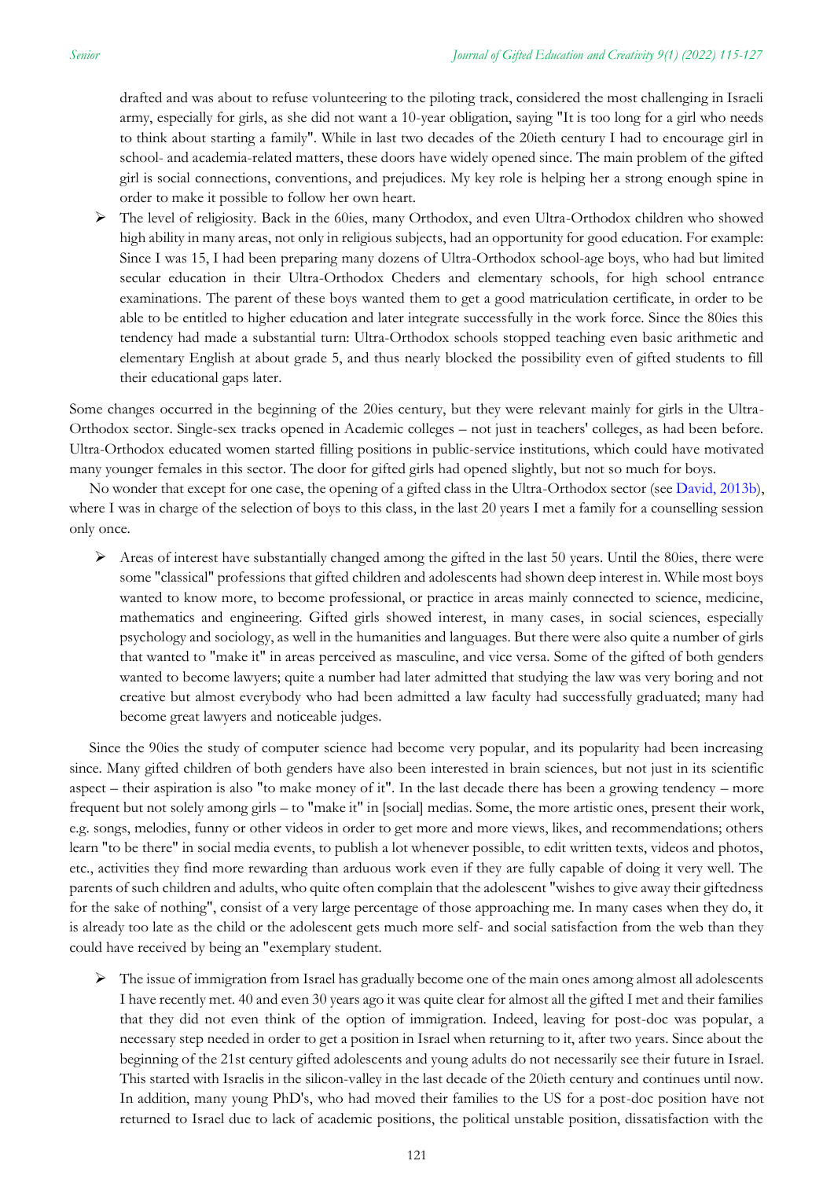drafted and was about to refuse volunteering to the piloting track, considered the most challenging in Israeli army, especially for girls, as she did not want a 10-year obligation, saying "It is too long for a girl who needs to think about starting a family". While in last two decades of the 20ieth century I had to encourage girl in school- and academia-related matters, these doors have widely opened since. The main problem of the gifted girl is social connections, conventions, and prejudices. My key role is helping her a strong enough spine in order to make it possible to follow her own heart.

- The level of religiosity. Back in the 60ies, many Orthodox, and even Ultra-Orthodox children who showed high ability in many areas, not only in religious subjects, had an opportunity for good education. For example: Since I was 15, I had been preparing many dozens of Ultra-Orthodox school-age boys, who had but limited secular education in their Ultra-Orthodox Cheders and elementary schools, for high school entrance examinations. The parent of these boys wanted them to get a good matriculation certificate, in order to be able to be entitled to higher education and later integrate successfully in the work force. Since the 80ies this tendency had made a substantial turn: Ultra-Orthodox schools stopped teaching even basic arithmetic and elementary English at about grade 5, and thus nearly blocked the possibility even of gifted students to fill their educational gaps later.

Some changes occurred in the beginning of the 20ies century, but they were relevant mainly for girls in the Ultra-Orthodox sector. Single-sex tracks opened in Academic colleges – not just in teachers' colleges, as had been before. Ultra-Orthodox educated women started filling positions in public-service institutions, which could have motivated many younger females in this sector. The door for gifted girls had opened slightly, but not so much for boys.

No wonder that except for one case, the opening of a gifted class in the Ultra-Orthodox sector (see David, 2013b), where I was in charge of the selection of boys to this class, in the last 20 years I met a family for a counselling session only once.

- Areas of interest have substantially changed among the gifted in the last 50 years. Until the 80ies, there were some "classical" professions that gifted children and adolescents had shown deep interest in. While most boys wanted to know more, to become professional, or practice in areas mainly connected to science, medicine, mathematics and engineering. Gifted girls showed interest, in many cases, in social sciences, especially psychology and sociology, as well in the humanities and languages. But there were also quite a number of girls that wanted to "make it" in areas perceived as masculine, and vice versa. Some of the gifted of both genders wanted to become lawyers; quite a number had later admitted that studying the law was very boring and not creative but almost everybody who had been admitted a law faculty had successfully graduated; many had become great lawyers and noticeable judges.

Since the 90ies the study of computer science had become very popular, and its popularity had been increasing since. Many gifted children of both genders have also been interested in brain sciences, but not just in its scientific aspect – their aspiration is also "to make money of it". In the last decade there has been a growing tendency – more frequent but not solely among girls – to "make it" in [social] medias. Some, the more artistic ones, present their work, e.g. songs, melodies, funny or other videos in order to get more and more views, likes, and recommendations; others learn "to be there" in social media events, to publish a lot whenever possible, to edit written texts, videos and photos, etc., activities they find more rewarding than arduous work even if they are fully capable of doing it very well. The parents of such children and adults, who quite often complain that the adolescent "wishes to give away their giftedness for the sake of nothing", consist of a very large percentage of those approaching me. In many cases when they do, it is already too late as the child or the adolescent gets much more self- and social satisfaction from the web than they could have received by being an "exemplary student.

- The issue of immigration from Israel has gradually become one of the main ones among almost all adolescents I have recently met. 40 and even 30 years ago it was quite clear for almost all the gifted I met and their families that they did not even think of the option of immigration. Indeed, leaving for post-doc was popular, a necessary step needed in order to get a position in Israel when returning to it, after two years. Since about the beginning of the 21st century gifted adolescents and young adults do not necessarily see their future in Israel. This started with Israelis in the silicon-valley in the last decade of the 20ieth century and continues until now. In addition, many young PhD's, who had moved their families to the US for a post-doc position have not returned to Israel due to lack of academic positions, the political unstable position, dissatisfaction with the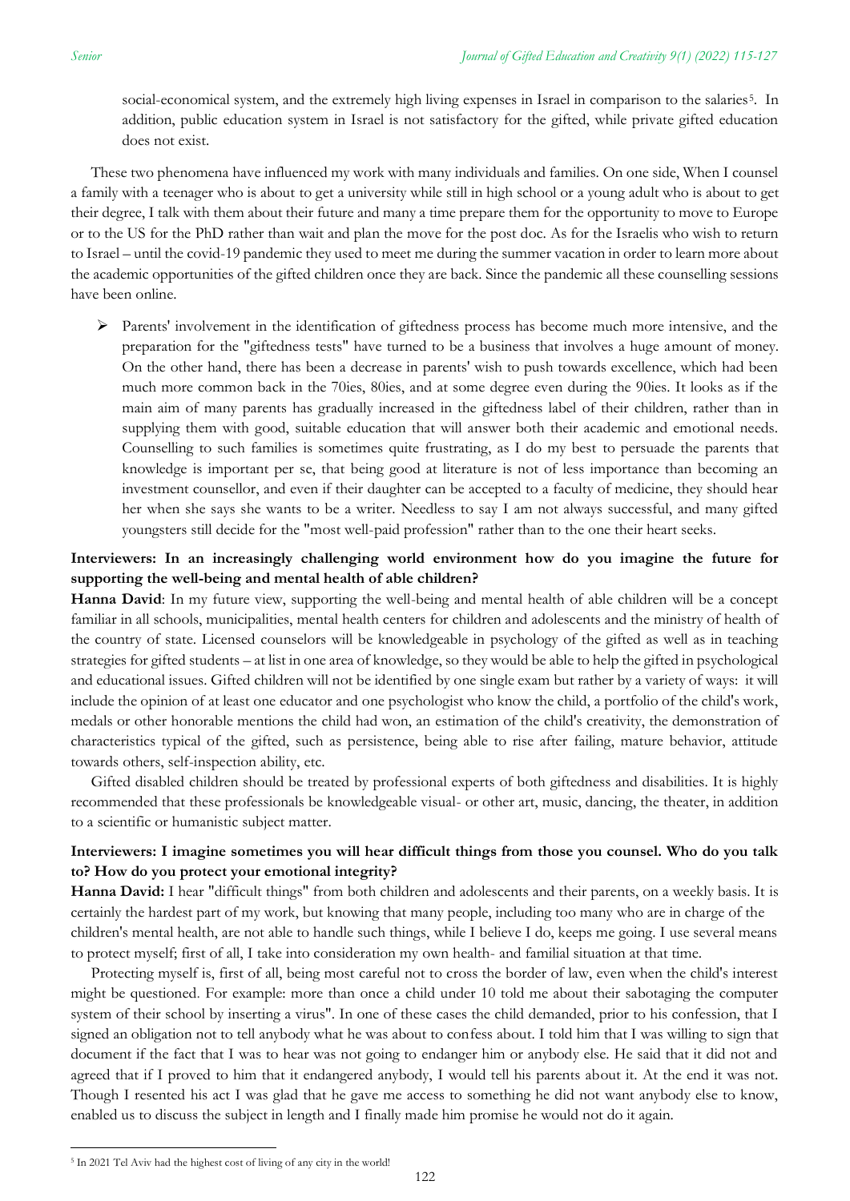social-economical system, and the extremely high living expenses in Israel in comparison to the salaries[5]. In addition, public education system in Israel is not satisfactory for the gifted, while private gifted education does not exist.

These two phenomena have influenced my work with many individuals and families. On one side, When I counsel a family with a teenager who is about to get a university while still in high school or a young adult who is about to get their degree, I talk with them about their future and many a time prepare them for the opportunity to move to Europe or to the US for the PhD rather than wait and plan the move for the post doc. As for the Israelis who wish to return to Israel – until the covid-19 pandemic they used to meet me during the summer vacation in order to learn more about the academic opportunities of the gifted children once they are back. Since the pandemic all these counselling sessions have been online.

- Parents' involvement in the identification of giftedness process has become much more intensive, and the preparation for the "giftedness tests" have turned to be a business that involves a huge amount of money. On the other hand, there has been a decrease in parents' wish to push towards excellence, which had been much more common back in the 70ies, 80ies, and at some degree even during the 90ies. It looks as if the main aim of many parents has gradually increased in the giftedness label of their children, rather than in supplying them with good, suitable education that will answer both their academic and emotional needs. Counselling to such families is sometimes quite frustrating, as I do my best to persuade the parents that knowledge is important per se, that being good at literature is not of less importance than becoming an investment counsellor, and even if their daughter can be accepted to a faculty of medicine, they should hear her when she says she wants to be a writer. Needless to say I am not always successful, and many gifted youngsters still decide for the "most well-paid profession" rather than to the one their heart seeks.

**Interviewers: In an increasingly challenging world environment how do you imagine the future for supporting the well-being and mental health of able children?**

**Hanna David**: In my future view, supporting the well-being and mental health of able children will be a concept familiar in all schools, municipalities, mental health centers for children and adolescents and the ministry of health of the country of state. Licensed counselors will be knowledgeable in psychology of the gifted as well as in teaching strategies for gifted students – at list in one area of knowledge, so they would be able to help the gifted in psychological and educational issues. Gifted children will not be identified by one single exam but rather by a variety of ways: it will include the opinion of at least one educator and one psychologist who know the child, a portfolio of the child's work, medals or other honorable mentions the child had won, an estimation of the child's creativity, the demonstration of characteristics typical of the gifted, such as persistence, being able to rise after failing, mature behavior, attitude towards others, self-inspection ability, etc.

Gifted disabled children should be treated by professional experts of both giftedness and disabilities. It is highly recommended that these professionals be knowledgeable visual- or other art, music, dancing, the theater, in addition to a scientific or humanistic subject matter.

**Interviewers: I imagine sometimes you will hear difficult things from those you counsel. Who do you talk to? How do you protect your emotional integrity?**

**Hanna David:** I hear "difficult things" from both children and adolescents and their parents, on a weekly basis. It is certainly the hardest part of my work, but knowing that many people, including too many who are in charge of the children's mental health, are not able to handle such things, while I believe I do, keeps me going. I use several means to protect myself; first of all, I take into consideration my own health- and familial situation at that time.

Protecting myself is, first of all, being most careful not to cross the border of law, even when the child's interest might be questioned. For example: more than once a child under 10 told me about their sabotaging the computer system of their school by inserting a virus". In one of these cases the child demanded, prior to his confession, that I signed an obligation not to tell anybody what he was about to confess about. I told him that I was willing to sign that document if the fact that I was to hear was not going to endanger him or anybody else. He said that it did not and agreed that if I proved to him that it endangered anybody, I would tell his parents about it. At the end it was not. Though I resented his act I was glad that he gave me access to something he did not want anybody else to know, enabled us to discuss the subject in length and I finally made him promise he would not do it again.

[5] In 2021 Tel Aviv had the highest cost of living of any city in the world!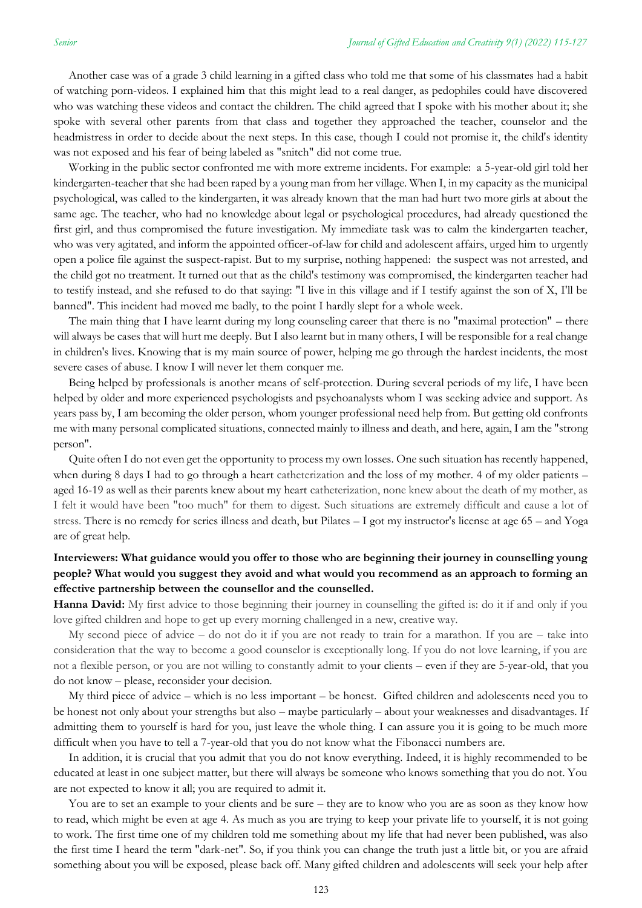Another case was of a grade 3 child learning in a gifted class who told me that some of his classmates had a habit of watching porn-videos. I explained him that this might lead to a real danger, as pedophiles could have discovered who was watching these videos and contact the children. The child agreed that I spoke with his mother about it; she spoke with several other parents from that class and together they approached the teacher, counselor and the headmistress in order to decide about the next steps. In this case, though I could not promise it, the child's identity was not exposed and his fear of being labeled as "snitch" did not come true.

Working in the public sector confronted me with more extreme incidents. For example: a 5-year-old girl told her kindergarten-teacher that she had been raped by a young man from her village. When I, in my capacity as the municipal psychological, was called to the kindergarten, it was already known that the man had hurt two more girls at about the same age. The teacher, who had no knowledge about legal or psychological procedures, had already questioned the first girl, and thus compromised the future investigation. My immediate task was to calm the kindergarten teacher, who was very agitated, and inform the appointed officer-of-law for child and adolescent affairs, urged him to urgently open a police file against the suspect-rapist. But to my surprise, nothing happened: the suspect was not arrested, and the child got no treatment. It turned out that as the child's testimony was compromised, the kindergarten teacher had to testify instead, and she refused to do that saying: "I live in this village and if I testify against the son of X, I'll be banned". This incident had moved me badly, to the point I hardly slept for a whole week.

The main thing that I have learnt during my long counseling career that there is no "maximal protection" – there will always be cases that will hurt me deeply. But I also learnt but in many others, I will be responsible for a real change in children's lives. Knowing that is my main source of power, helping me go through the hardest incidents, the most severe cases of abuse. I know I will never let them conquer me.

Being helped by professionals is another means of self-protection. During several periods of my life, I have been helped by older and more experienced psychologists and psychoanalysts whom I was seeking advice and support. As years pass by, I am becoming the older person, whom younger professional need help from. But getting old confronts me with many personal complicated situations, connected mainly to illness and death, and here, again, I am the "strong person".

Quite often I do not even get the opportunity to process my own losses. One such situation has recently happened, when during 8 days I had to go through a heart catheterization and the loss of my mother. 4 of my older patients – aged 16-19 as well as their parents knew about my heart catheterization, none knew about the death of my mother, as I felt it would have been "too much" for them to digest. Such situations are extremely difficult and cause a lot of stress. There is no remedy for series illness and death, but Pilates – I got my instructor's license at age 65 – and Yoga are of great help.

**Interviewers: What guidance would you offer to those who are beginning their journey in counselling young people? What would you suggest they avoid and what would you recommend as an approach to forming an effective partnership between the counsellor and the counselled.**

**Hanna David:** My first advice to those beginning their journey in counselling the gifted is: do it if and only if you love gifted children and hope to get up every morning challenged in a new, creative way.

My second piece of advice – do not do it if you are not ready to train for a marathon. If you are – take into consideration that the way to become a good counselor is exceptionally long. If you do not love learning, if you are not a flexible person, or you are not willing to constantly admit to your clients – even if they are 5-year-old, that you do not know – please, reconsider your decision.

My third piece of advice – which is no less important – be honest. Gifted children and adolescents need you to be honest not only about your strengths but also – maybe particularly – about your weaknesses and disadvantages. If admitting them to yourself is hard for you, just leave the whole thing. I can assure you it is going to be much more difficult when you have to tell a 7-year-old that you do not know what the Fibonacci numbers are.

In addition, it is crucial that you admit that you do not know everything. Indeed, it is highly recommended to be educated at least in one subject matter, but there will always be someone who knows something that you do not. You are not expected to know it all; you are required to admit it.

You are to set an example to your clients and be sure – they are to know who you are as soon as they know how to read, which might be even at age 4. As much as you are trying to keep your private life to yourself, it is not going to work. The first time one of my children told me something about my life that had never been published, was also the first time I heard the term "dark-net". So, if you think you can change the truth just a little bit, or you are afraid something about you will be exposed, please back off. Many gifted children and adolescents will seek your help after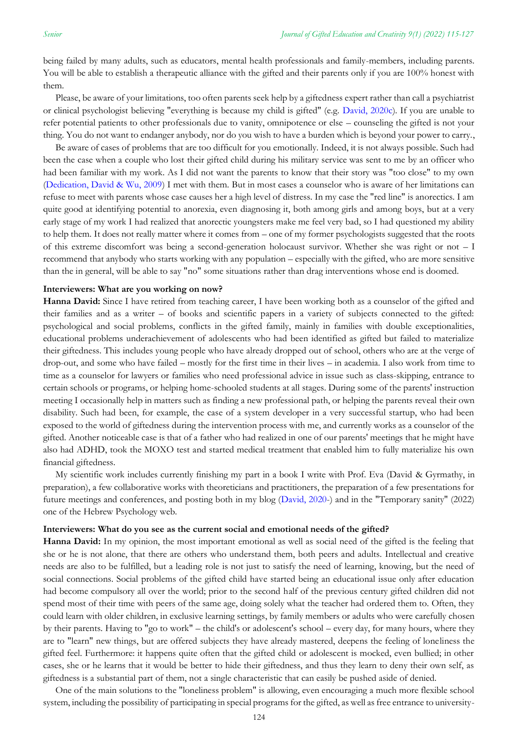being failed by many adults, such as educators, mental health professionals and family-members, including parents. You will be able to establish a therapeutic alliance with the gifted and their parents only if you are 100% honest with them.

Please, be aware of your limitations, too often parents seek help by a giftedness expert rather than call a psychiatrist or clinical psychologist believing "everything is because my child is gifted" (e.g. David, 2020c). If you are unable to refer potential patients to other professionals due to vanity, omnipotence or else – counseling the gifted is not your thing. You do not want to endanger anybody, nor do you wish to have a burden which is beyond your power to carry.,

Be aware of cases of problems that are too difficult for you emotionally. Indeed, it is not always possible. Such had been the case when a couple who lost their gifted child during his military service was sent to me by an officer who had been familiar with my work. As I did not want the parents to know that their story was "too close" to my own (Dedication, David & Wu, 2009) I met with them. But in most cases a counselor who is aware of her limitations can refuse to meet with parents whose case causes her a high level of distress. In my case the "red line" is anorectics. I am quite good at identifying potential to anorexia, even diagnosing it, both among girls and among boys, but at a very early stage of my work I had realized that anorectic youngsters make me feel very bad, so I had questioned my ability to help them. It does not really matter where it comes from – one of my former psychologists suggested that the roots of this extreme discomfort was being a second-generation holocaust survivor. Whether she was right or not – I recommend that anybody who starts working with any population – especially with the gifted, who are more sensitive than the in general, will be able to say "no" some situations rather than drag interventions whose end is doomed.

**Interviewers: What are you working on now?**

**Hanna David:** Since I have retired from teaching career, I have been working both as a counselor of the gifted and their families and as a writer – of books and scientific papers in a variety of subjects connected to the gifted: psychological and social problems, conflicts in the gifted family, mainly in families with double exceptionalities, educational problems underachievement of adolescents who had been identified as gifted but failed to materialize their giftedness. This includes young people who have already dropped out of school, others who are at the verge of drop-out, and some who have failed – mostly for the first time in their lives – in academia. I also work from time to time as a counselor for lawyers or families who need professional advice in issue such as class-skipping, entrance to certain schools or programs, or helping home-schooled students at all stages. During some of the parents' instruction meeting I occasionally help in matters such as finding a new professional path, or helping the parents reveal their own disability. Such had been, for example, the case of a system developer in a very successful startup, who had been exposed to the world of giftedness during the intervention process with me, and currently works as a counselor of the gifted. Another noticeable case is that of a father who had realized in one of our parents' meetings that he might have also had ADHD, took the MOXO test and started medical treatment that enabled him to fully materialize his own financial giftedness.

My scientific work includes currently finishing my part in a book I write with Prof. Eva (David & Gyrmathy, in preparation), a few collaborative works with theoreticians and practitioners, the preparation of a few presentations for future meetings and conferences, and posting both in my blog (David, 2020-) and in the "Temporary sanity" (2022) one of the Hebrew Psychology web.

**Interviewers: What do you see as the current social and emotional needs of the gifted?**

**Hanna David:** In my opinion, the most important emotional as well as social need of the gifted is the feeling that she or he is not alone, that there are others who understand them, both peers and adults. Intellectual and creative needs are also to be fulfilled, but a leading role is not just to satisfy the need of learning, knowing, but the need of social connections. Social problems of the gifted child have started being an educational issue only after education had become compulsory all over the world; prior to the second half of the previous century gifted children did not spend most of their time with peers of the same age, doing solely what the teacher had ordered them to. Often, they could learn with older children, in exclusive learning settings, by family members or adults who were carefully chosen by their parents. Having to "go to work" – the child's or adolescent's school – every day, for many hours, where they are to "learn" new things, but are offered subjects they have already mastered, deepens the feeling of loneliness the gifted feel. Furthermore: it happens quite often that the gifted child or adolescent is mocked, even bullied; in other cases, she or he learns that it would be better to hide their giftedness, and thus they learn to deny their own self, as giftedness is a substantial part of them, not a single characteristic that can easily be pushed aside of denied.

One of the main solutions to the "loneliness problem" is allowing, even encouraging a much more flexible school system, including the possibility of participating in special programs for the gifted, as well as free entrance to university-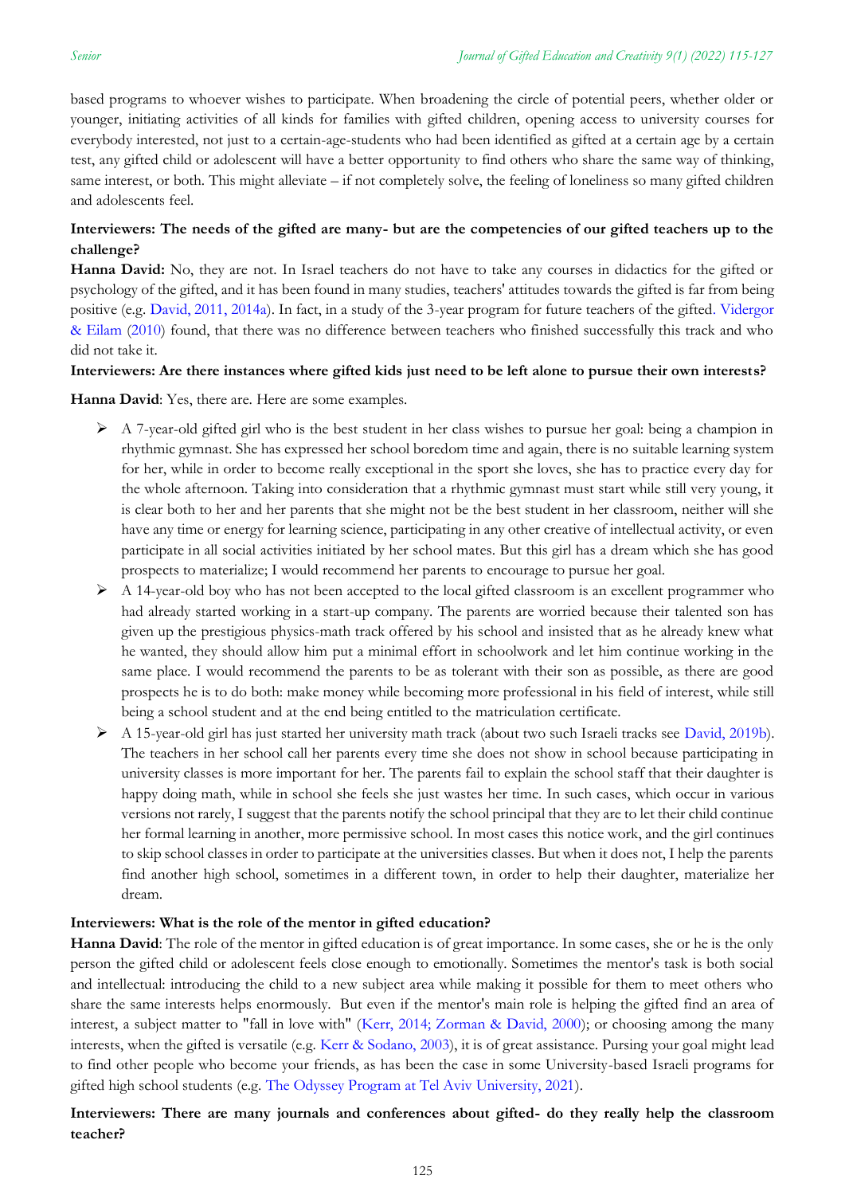based programs to whoever wishes to participate. When broadening the circle of potential peers, whether older or younger, initiating activities of all kinds for families with gifted children, opening access to university courses for everybody interested, not just to a certain-age-students who had been identified as gifted at a certain age by a certain test, any gifted child or adolescent will have a better opportunity to find others who share the same way of thinking, same interest, or both. This might alleviate – if not completely solve, the feeling of loneliness so many gifted children and adolescents feel.

**Interviewers: The needs of the gifted are many- but are the competencies of our gifted teachers up to the challenge?**

**Hanna David:** No, they are not. In Israel teachers do not have to take any courses in didactics for the gifted or psychology of the gifted, and it has been found in many studies, teachers' attitudes towards the gifted is far from being positive (e.g. David, 2011, 2014a). In fact, in a study of the 3-year program for future teachers of the gifted. Vidergor & Eilam (2010) found, that there was no difference between teachers who finished successfully this track and who did not take it.

**Interviewers: Are there instances where gifted kids just need to be left alone to pursue their own interests?**

**Hanna David**: Yes, there are. Here are some examples.

- A 7-year-old gifted girl who is the best student in her class wishes to pursue her goal: being a champion in rhythmic gymnast. She has expressed her school boredom time and again, there is no suitable learning system for her, while in order to become really exceptional in the sport she loves, she has to practice every day for the whole afternoon. Taking into consideration that a rhythmic gymnast must start while still very young, it is clear both to her and her parents that she might not be the best student in her classroom, neither will she have any time or energy for learning science, participating in any other creative of intellectual activity, or even participate in all social activities initiated by her school mates. But this girl has a dream which she has good prospects to materialize; I would recommend her parents to encourage to pursue her goal.
- A 14-year-old boy who has not been accepted to the local gifted classroom is an excellent programmer who had already started working in a start-up company. The parents are worried because their talented son has given up the prestigious physics-math track offered by his school and insisted that as he already knew what he wanted, they should allow him put a minimal effort in schoolwork and let him continue working in the same place. I would recommend the parents to be as tolerant with their son as possible, as there are good prospects he is to do both: make money while becoming more professional in his field of interest, while still being a school student and at the end being entitled to the matriculation certificate.
- A 15-year-old girl has just started her university math track (about two such Israeli tracks see David, 2019b). The teachers in her school call her parents every time she does not show in school because participating in university classes is more important for her. The parents fail to explain the school staff that their daughter is happy doing math, while in school she feels she just wastes her time. In such cases, which occur in various versions not rarely, I suggest that the parents notify the school principal that they are to let their child continue her formal learning in another, more permissive school. In most cases this notice work, and the girl continues to skip school classes in order to participate at the universities classes. But when it does not, I help the parents find another high school, sometimes in a different town, in order to help their daughter, materialize her dream.

**Interviewers: What is the role of the mentor in gifted education?**

**Hanna David**: The role of the mentor in gifted education is of great importance. In some cases, she or he is the only person the gifted child or adolescent feels close enough to emotionally. Sometimes the mentor's task is both social and intellectual: introducing the child to a new subject area while making it possible for them to meet others who share the same interests helps enormously. But even if the mentor's main role is helping the gifted find an area of interest, a subject matter to "fall in love with" (Kerr, 2014; Zorman & David, 2000); or choosing among the many interests, when the gifted is versatile (e.g. Kerr & Sodano, 2003), it is of great assistance. Pursing your goal might lead to find other people who become your friends, as has been the case in some University-based Israeli programs for gifted high school students (e.g. The Odyssey Program at Tel Aviv University, 2021).

**Interviewers: There are many journals and conferences about gifted- do they really help the classroom teacher?**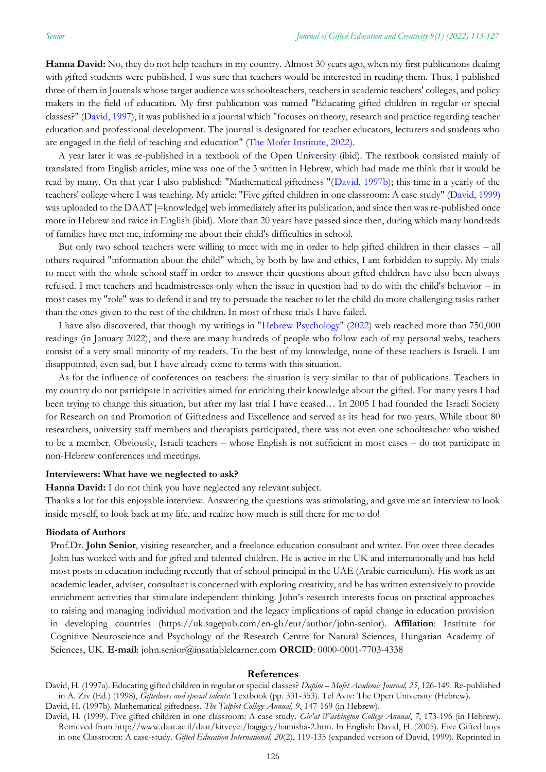**Hanna David:** No, they do not help teachers in my country. Almost 30 years ago, when my first publications dealing with gifted students were published, I was sure that teachers would be interested in reading them. Thus, I published three of them in Journals whose target audience was schoolteachers, teachers in academic teachers' colleges, and policy makers in the field of education. My first publication was named "Educating gifted children in regular or special classes?" (David, 1997), it was published in a journal which "focuses on theory, research and practice regarding teacher education and professional development. The journal is designated for teacher educators, lecturers and students who are engaged in the field of teaching and education" (The Mofet Institute, 2022).

A year later it was re-published in a textbook of the Open University (ibid). The textbook consisted mainly of translated from English articles; mine was one of the 3 written in Hebrew, which had made me think that it would be read by many. On that year I also published: "Mathematical giftedness "(David, 1997b); this time in a yearly of the teachers' college where I was teaching. My article: "Five gifted children in one classroom: A case study" (David, 1999) was uploaded to the DAAT [=knowledge] web immediately after its publication, and since then was re-published once more in Hebrew and twice in English (ibid). More than 20 years have passed since then, during which many hundreds of families have met me, informing me about their child's difficulties in school.

But only two school teachers were willing to meet with me in order to help gifted children in their classes – all others required "information about the child" which, by both by law and ethics, I am forbidden to supply. My trials to meet with the whole school staff in order to answer their questions about gifted children have also been always refused. I met teachers and headmistresses only when the issue in question had to do with the child's behavior – in most cases my "role" was to defend it and try to persuade the teacher to let the child do more challenging tasks rather than the ones given to the rest of the children. In most of these trials I have failed.

I have also discovered, that though my writings in "Hebrew Psychology" (2022) web reached more than 750,000 readings (in January 2022), and there are many hundreds of people who follow each of my personal webs, teachers consist of a very small minority of my readers. To the best of my knowledge, none of these teachers is Israeli. I am disappointed, even sad, but I have already come to terms with this situation.

As for the influence of conferences on teachers: the situation is very similar to that of publications. Teachers in my country do not participate in activities aimed for enriching their knowledge about the gifted. For many years I had been trying to change this situation, but after my last trial I have ceased… In 2005 I had founded the Israeli Society for Research on and Promotion of Giftedness and Excellence and served as its head for two years. While about 80 researchers, university staff members and therapists participated, there was not even one schoolteacher who wished to be a member. Obviously, Israeli teachers – whose English is not sufficient in most cases – do not participate in non-Hebrew conferences and meetings.

**Interviewers: What have we neglected to ask?**

**Hanna David:** I do not think you have neglected any relevant subject.

Thanks a lot for this enjoyable interview. Answering the questions was stimulating, and gave me an interview to look inside myself, to look back at my life, and realize how much is still there for me to do!

**Biodata of Authors**

Prof.Dr. **John Senior**, visiting researcher, and a freelance education consultant and writer. For over three decades John has worked with and for gifted and talented children. He is active in the UK and internationally and has held most posts in education including recently that of school principal in the UAE (Arabic curriculum). His work as an academic leader, adviser, consultant is concerned with exploring creativity, and he has written extensively to provide enrichment activities that stimulate independent thinking. John's research interests focus on practical approaches to raising and managing individual motivation and the legacy implications of rapid change in education provision in developing countries (https://uk.sagepub.com/en-gb/eur/author/john-senior). **Affilation**: Institute for Cognitive Neuroscience and Psychology of the Research Centre for Natural Sciences, Hungarian Academy of Sciences, UK. **E-mail**: john.senior@insatiablelearner.com **ORCID**: 0000-0001-7703-4338

## References

David, H. (1997a). Educating gifted children in regular or special classes? *Dapim – Mofet Academic Journal, 25*, 126-149. Re-published in A. Ziv (Ed.) (1998), *Giftedness and special talents*: Textbook (pp. 331-353). Tel Aviv: The Open University (Hebrew).

David, H. (1997b). Mathematical giftedness. *The Talpiot College Annual, 9*, 147-169 (in Hebrew).

David, H. (1999). Five gifted children in one classroom: A case study. *Giv'at Washington College Annual*, *7*, 173-196 (in Hebrew). Retrieved from http://www.daat.ac.il/daat/kitveyet/hagigey/hamisha-2.htm. In English: David, H. (2005). Five Gifted boys in one Classroom: A case-study. *Gifted Education International, 20*(2), 119-135 (expanded version of David, 1999). Reprinted in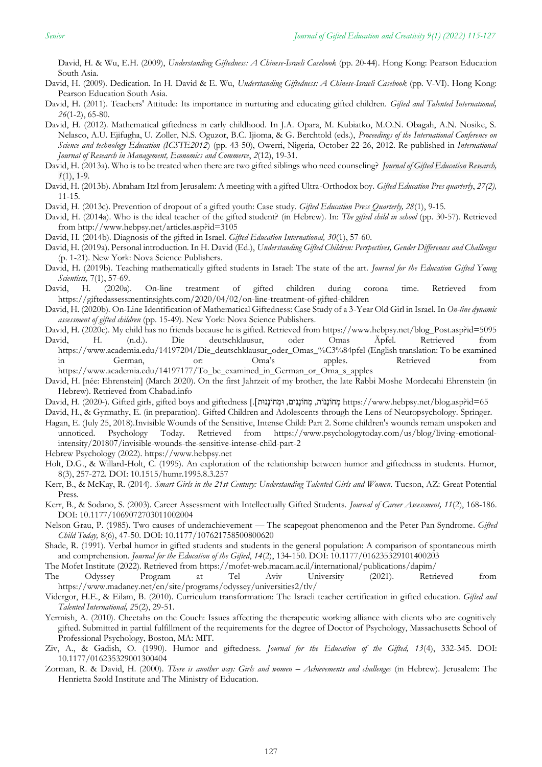David, H. & Wu, E.H. (2009), *Understanding Giftedness: A Chinese-Israeli Casebook* (pp. 20-44). Hong Kong: Pearson Education South Asia.

David, H. (2009). Dedication. In H. David & E. Wu, *Understanding Giftedness: A Chinese-Israeli Casebook* (pp. V-VI). Hong Kong: Pearson Education South Asia.

David, H. (2011). Teachers' Attitude: Its importance in nurturing and educating gifted children. *Gifted and Talented International, 26*(1-2), 65-80.

David, H. (2012). Mathematical giftedness in early childhood. In J.A. Opara, M. Kubiatko, M.O.N. Obagah, A.N. Nosike, S. Nelasco, A.U. Ejifugha, U. Zoller, N.S. Oguzor, B.C. Ijioma, & G. Berchtold (eds.), *Proceedings of the International Conference on Science and technology Education (ICSTE2012)* (pp. 43-50), Owerri, Nigeria, October 22-26, 2012. Re-published in *International Journal of Research in Management, Economics and Commerce*, *2*(12), 19-31.

David, H. (2013a). Who is to be treated when there are two gifted siblings who need counseling? *Journal of Gifted Education Research, 1*(1), 1-9.

David, H. (2013b). Abraham Itzl from Jerusalem: A meeting with a gifted Ultra-Orthodox boy. *Gifted Education Pres quarterly*, *27(2),* 11-15.

David, H. (2013c). Prevention of dropout of a gifted youth: Case study. *Gifted Education Press Quarterly, 28*(1), 9-15.

David, H. (2014a). Who is the ideal teacher of the gifted student? (in Hebrew). In: *The gifted child in school* (pp. 30-57). Retrieved from http://www.hebpsy.net/articles.asp?id=3105

David, H. (2014b). Diagnosis of the gifted in Israel. *Gifted Education International, 30*(1), 57-60.

David, H. (2019a). Personal introduction. In H. David (Ed.), *Understanding Gifted Children: Perspectives, Gender Differences and Challenges* (p. 1-21). New York: Nova Science Publishers.

David, H. (2019b). Teaching mathematically gifted students in Israel: The state of the art. *Journal for the Education Gifted Young Scientists,* 7(1), 57-69.

David, H. (2020a). On-line treatment of gifted children during corona time. Retrieved from https://giftedassessmentinsights.com/2020/04/02/on-line-treatment-of-gifted-children

David, H. (2020b). On-Line Identification of Mathematical Giftedness: Case Study of a 3-Year Old Girl in Israel. In *On-line dynamic assessment of gifted children* (pp. 15-49). New York: Nova Science Publishers.

David, H. (2020c). My child has no friends because he is gifted. Retrieved from https://www.hebpsy.net/blog_Post.asp?id=5095

David, H. (n.d.). Die deutschklausur, oder Omas Äpfel. Retrieved from https://www.academia.edu/14197204/Die_deutschklausur_oder_Omas_%C3%84pfel (English translation: To be examined in German, or: Oma's apples. Retrieved from https://www.academia.edu/14197217/To_be_examined_in_German_or_Oma_s_apples

David, H. [née: Ehrenstein] (March 2020). On the first Jahrzeit of my brother, the late Rabbi Moshe Mordecahi Ehrenstein (in Hebrew). Retrieved from Chabad.info

David, H. (2020-). Gifted girls, gifted boys and giftedness [.מְחוֹנָנוֹת, מְחוֹנָנִים, וּמְחוֹנָנוּת] https://www.hebpsy.net/blog.asp?id=65

David, H., & Gyrmathy, E. (in preparation). Gifted Children and Adolescents through the Lens of Neuropsychology. Springer.

Hagan, E. (July 25, 2018).Invisible Wounds of the Sensitive, Intense Child: Part 2. Some children's wounds remain unspoken and unnoticed. Psychology Today. Retrieved from https://www.psychologytoday.com/us/blog/living-emotional-intensity/201807/invisible-wounds-the-sensitive-intense-child-part-2

Hebrew Psychology (2022). https://www.hebpsy.net

Holt, D.G., & Willard-Holt, C. (1995). An exploration of the relationship between humor and giftedness in students. Humor, 8(3), 257-272. DOI: 10.1515/humr.1995.8.3.257

Kerr, B., & McKay, R. (2014). *Smart Girls in the 21st Century: Understanding Talented Girls and Women*. Tucson, AZ: Great Potential Press.

Kerr, B., & Sodano, S. (2003). Career Assessment with Intellectually Gifted Students. *Journal of Career Assessment, 11*(2), 168-186. DOI: 10.1177/1069072703011002004

Nelson Grau, P. (1985). Two causes of underachievement — The scapegoat phenomenon and the Peter Pan Syndrome. *Gifted Child Today,* 8(6), 47-50. DOI: 10.1177/107621758500800620

Shade, R. (1991). Verbal humor in gifted students and students in the general population: A comparison of spontaneous mirth and comprehension. *Journal for the Education of the Gifted*, *14*(2), 134-150. DOI: 10.1177/016235329101400203

The Mofet Institute (2022). Retrieved from https://mofet-web.macam.ac.il/international/publications/dapim/

The Odyssey Program at Tel Aviv University (2021). Retrieved from https://www.madaney.net/en/site/programs/odyssey/universities2/tlv/

Vidergor, H.E., & Eilam, B. (2010). Curriculum transformation: The Israeli teacher certification in gifted education. *Gifted and Talented International, 25*(2), 29-51.

Yermish, A. (2010). Cheetahs on the Couch: Issues affecting the therapeutic working alliance with clients who are cognitively gifted. Submitted in partial fulfillment of the requirements for the degree of Doctor of Psychology, Massachusetts School of Professional Psychology, Boston, MA: MIT.

Ziv, A., & Gadish, O. (1990). Humor and giftedness. *Journal for the Education of the Gifted, 13*(4), 332-345. DOI: 10.1177/016235329001300404

Zorman, R. & David, H. (2000). *There is another way: Girls and women – Achievements and challenges* (in Hebrew). Jerusalem: The Henrietta Szold Institute and The Ministry of Education.